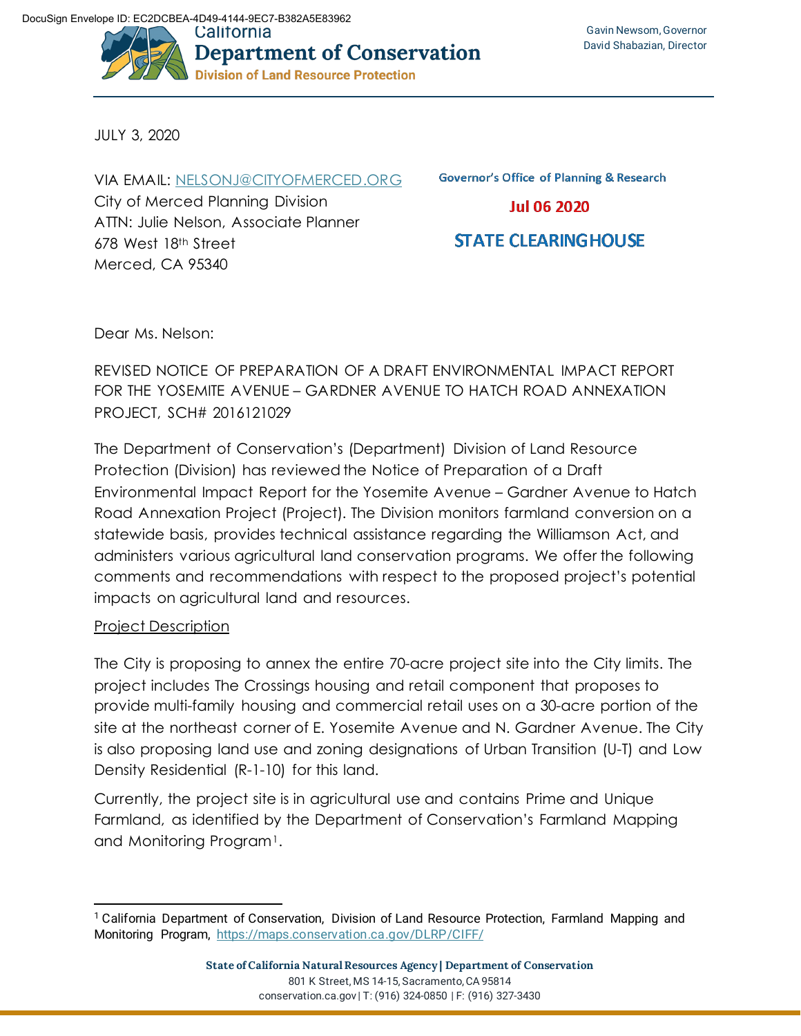DocuSign Envelope ID: EC2DCBEA-4D49-4144-9EC7-B382A5E83962

California
**Department of Conservation**
Division of Land Resource Protection

Gavin Newsom, Governor
David Shabazian, Director

JULY 3, 2020

VIA EMAIL: NELSONJ@CITYOFMERCED.ORG
City of Merced Planning Division
ATTN: Julie Nelson, Associate Planner
678 West 18th Street
Merced, CA 95340

Governor's Office of Planning & Research
Jul 06 2020
STATE CLEARINGHOUSE

Dear Ms. Nelson:

REVISED NOTICE OF PREPARATION OF A DRAFT ENVIRONMENTAL IMPACT REPORT FOR THE YOSEMITE AVENUE – GARDNER AVENUE TO HATCH ROAD ANNEXATION PROJECT, SCH# 2016121029

The Department of Conservation's (Department) Division of Land Resource Protection (Division) has reviewed the Notice of Preparation of a Draft Environmental Impact Report for the Yosemite Avenue – Gardner Avenue to Hatch Road Annexation Project (Project). The Division monitors farmland conversion on a statewide basis, provides technical assistance regarding the Williamson Act, and administers various agricultural land conservation programs. We offer the following comments and recommendations with respect to the proposed project's potential impacts on agricultural land and resources.

Project Description

The City is proposing to annex the entire 70-acre project site into the City limits. The project includes The Crossings housing and retail component that proposes to provide multi-family housing and commercial retail uses on a 30-acre portion of the site at the northeast corner of E. Yosemite Avenue and N. Gardner Avenue. The City is also proposing land use and zoning designations of Urban Transition (U-T) and Low Density Residential (R-1-10) for this land.

Currently, the project site is in agricultural use and contains Prime and Unique Farmland, as identified by the Department of Conservation's Farmland Mapping and Monitoring Program[1].

[1] California Department of Conservation, Division of Land Resource Protection, Farmland Mapping and Monitoring Program, https://maps.conservation.ca.gov/DLRP/CIFF/

State of California Natural Resources Agency | Department of Conservation
801 K Street, MS 14-15, Sacramento, CA 95814
conservation.ca.gov | T: (916) 324-0850 | F: (916) 327-3430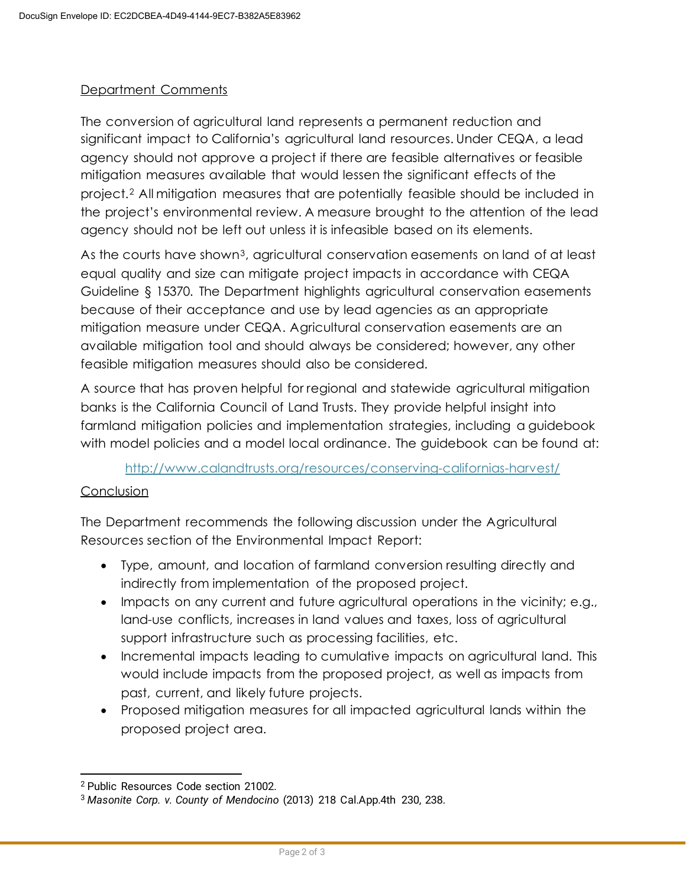Department Comments

The conversion of agricultural land represents a permanent reduction and significant impact to California's agricultural land resources. Under CEQA, a lead agency should not approve a project if there are feasible alternatives or feasible mitigation measures available that would lessen the significant effects of the project.[2] All mitigation measures that are potentially feasible should be included in the project's environmental review. A measure brought to the attention of the lead agency should not be left out unless it is infeasible based on its elements.

As the courts have shown[3], agricultural conservation easements on land of at least equal quality and size can mitigate project impacts in accordance with CEQA Guideline § 15370. The Department highlights agricultural conservation easements because of their acceptance and use by lead agencies as an appropriate mitigation measure under CEQA. Agricultural conservation easements are an available mitigation tool and should always be considered; however, any other feasible mitigation measures should also be considered.

A source that has proven helpful for regional and statewide agricultural mitigation banks is the California Council of Land Trusts. They provide helpful insight into farmland mitigation policies and implementation strategies, including a guidebook with model policies and a model local ordinance. The guidebook can be found at:

http://www.calandtrusts.org/resources/conserving-californias-harvest/

Conclusion

The Department recommends the following discussion under the Agricultural Resources section of the Environmental Impact Report:

- Type, amount, and location of farmland conversion resulting directly and indirectly from implementation of the proposed project.
- Impacts on any current and future agricultural operations in the vicinity; e.g., land-use conflicts, increases in land values and taxes, loss of agricultural support infrastructure such as processing facilities, etc.
- Incremental impacts leading to cumulative impacts on agricultural land. This would include impacts from the proposed project, as well as impacts from past, current, and likely future projects.
- Proposed mitigation measures for all impacted agricultural lands within the proposed project area.

---

[2] Public Resources Code section 21002.

[3] *Masonite Corp. v. County of Mendocino* (2013) 218 Cal.App.4th 230, 238.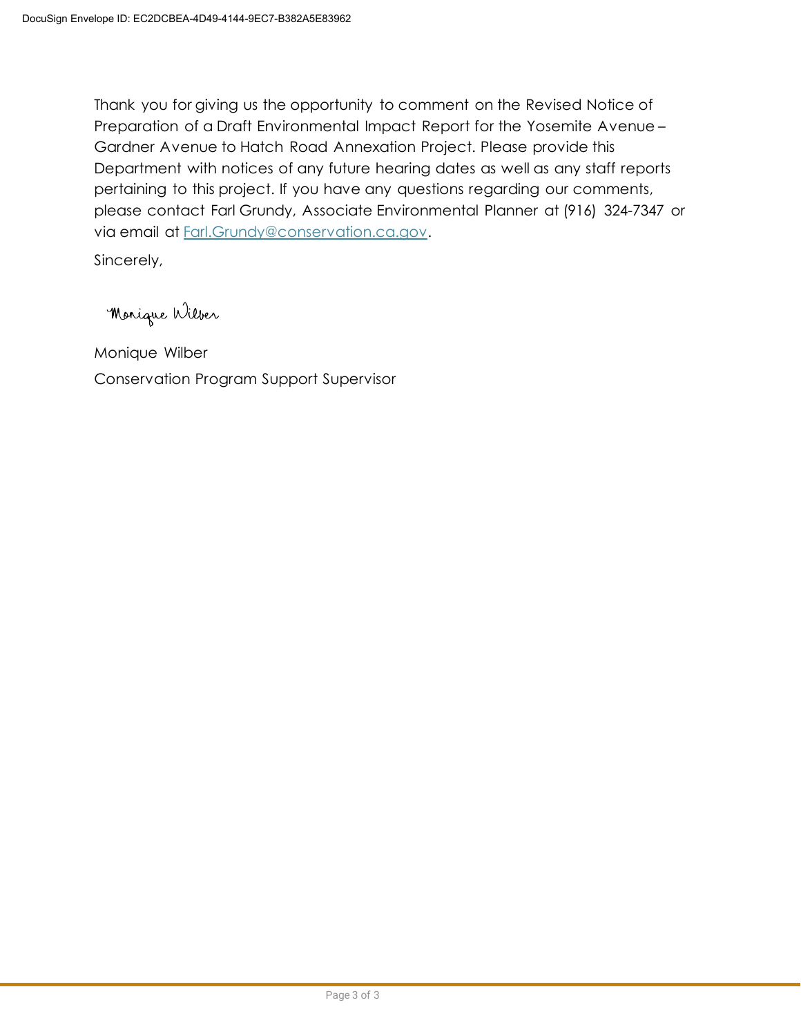Thank you for giving us the opportunity to comment on the Revised Notice of Preparation of a Draft Environmental Impact Report for the Yosemite Avenue – Gardner Avenue to Hatch Road Annexation Project. Please provide this Department with notices of any future hearing dates as well as any staff reports pertaining to this project. If you have any questions regarding our comments, please contact Farl Grundy, Associate Environmental Planner at (916) 324-7347 or via email at Farl.Grundy@conservation.ca.gov.

Sincerely,

Monique Wilber

Monique Wilber

Conservation Program Support Supervisor